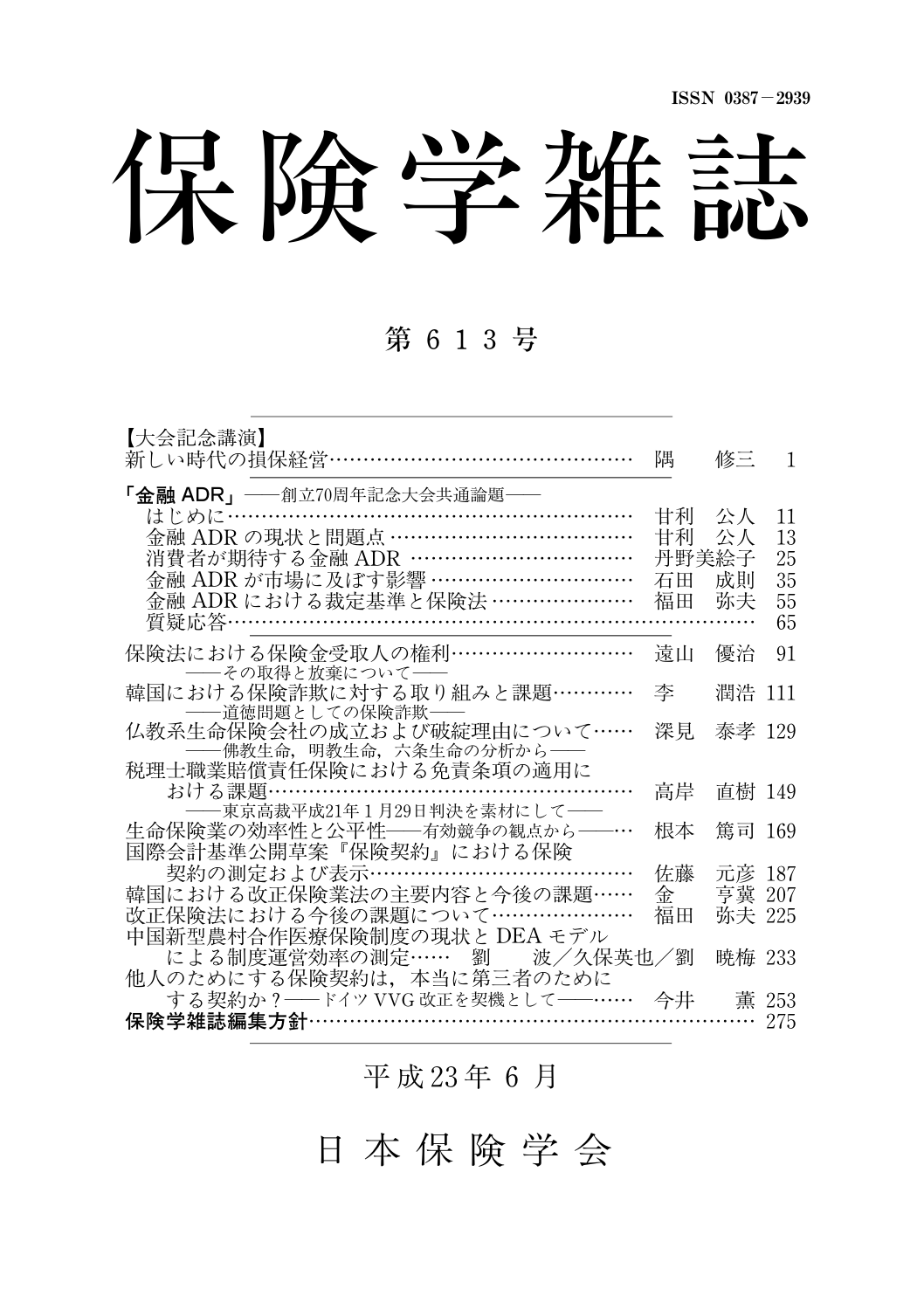ISSN 0387－2939

# 保険学雑誌

## 第 6 1 3 号

【大会記念講演】
新しい時代の損保経営…………………………………………… 隅　修三　1

**「金融 ADR」**——創立70周年記念大会共通論題——
- はじめに………………………………………………………… 甘利　公人　11
- 金融 ADR の現状と問題点 ………………………………… 甘利　公人　13
- 消費者が期待する金融 ADR ……………………………… 丹野美絵子　25
- 金融 ADR が市場に及ぼす影響 …………………………… 石田　成則　35
- 金融 ADR における裁定基準と保険法 …………………… 福田　弥夫　55
- 質疑応答……………………………………………………………………… 65

保険法における保険金受取人の権利………………………… 遠山　優治　91
——その取得と放棄について——

韓国における保険詐欺に対する取り組みと課題…………… 李　潤浩　111
——道徳問題としての保険詐欺——

仏教系生命保険会社の成立および破綻理由について…… 深見　泰孝　129
——佛教生命，明教生命，六条生命の分析から——

税理士職業賠償責任保険における免責条項の適用における課題………………………………………………… 高岸　直樹　149
——東京高裁平成21年1月29日判決を素材にして——

生命保険業の効率性と公平性——有効競争の観点から——… 根本　篤司　169

国際会計基準公開草案『保険契約』における保険契約の測定および表示…………………………………… 佐藤　元彦　187

韓国における改正保険業法の主要内容と今後の課題…… 金　亨冀　207

改正保険法における今後の課題について………………… 福田　弥夫　225

中国新型農村合作医療保険制度の現状と DEA モデルによる制度運営効率の測定…… 劉　波／久保英也／劉　暁梅　233

他人のためにする保険契約は，本当に第三者のためにする契約か？——ドイツ VVG 改正を契機として——…… 今井　薫　253

**保険学雑誌編集方針**…………………………………………………………… 275

平成23年 6 月

日 本 保 険 学 会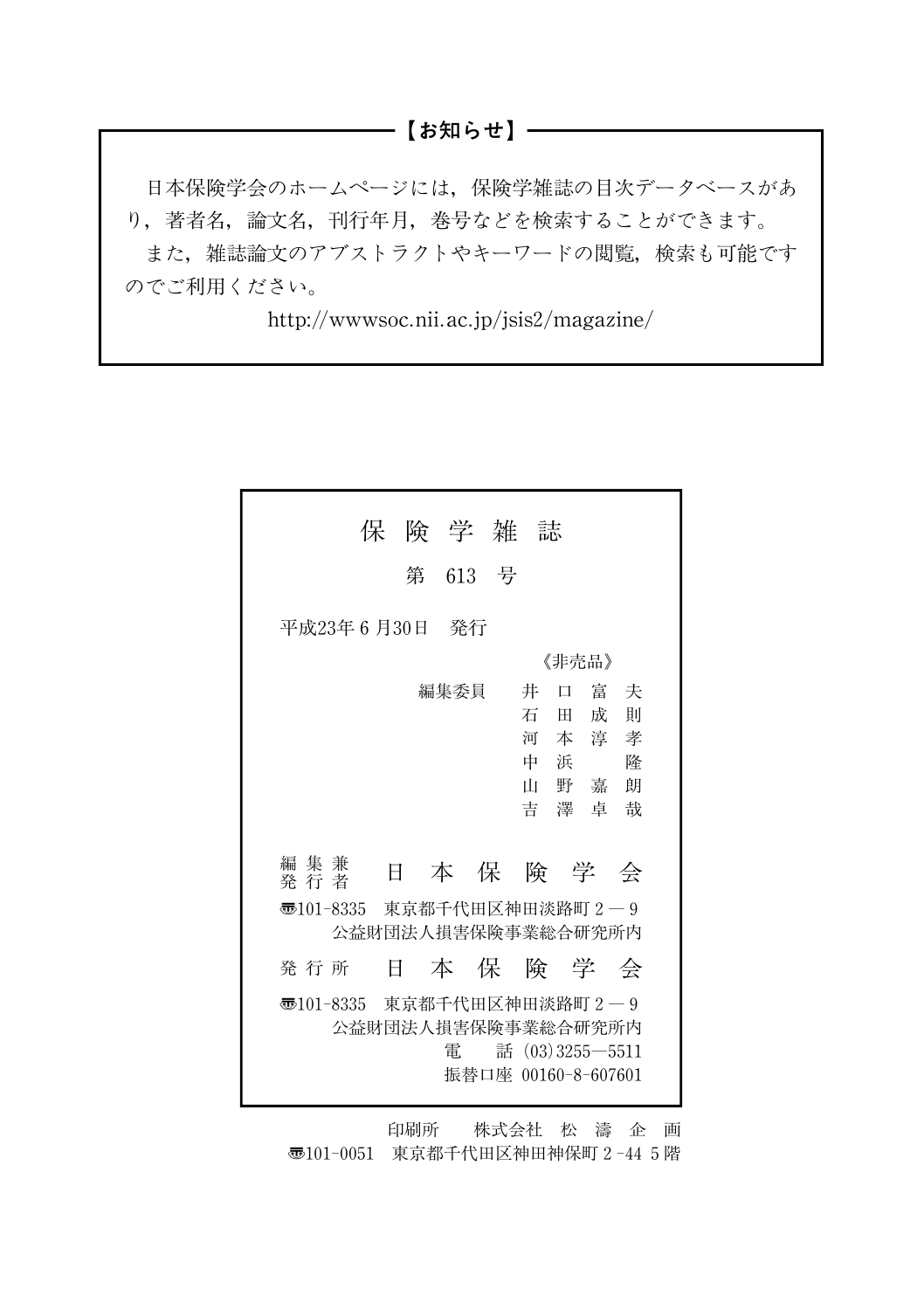## 【お知らせ】

日本保険学会のホームページには，保険学雑誌の目次データベースがあり，著者名，論文名，刊行年月，巻号などを検索することができます。

また，雑誌論文のアブストラクトやキーワードの閲覧，検索も可能ですのでご利用ください。

http://wwwsoc.nii.ac.jp/jsis2/magazine/

---

# 保 険 学 雑 誌

第 613 号

平成23年６月30日　発行

《非売品》

編集委員　井 口 富 夫
　　　　　石 田 成 則
　　　　　河 本 淳 孝
　　　　　中 浜 　 隆
　　　　　山 野 嘉 朗
　　　　　吉 澤 卓 哉

編集兼発行者　日 本 保 険 学 会

〒101-8335　東京都千代田区神田淡路町２－９
公益財団法人損害保険事業総合研究所内

発行所　日 本 保 険 学 会

〒101-8335　東京都千代田区神田淡路町２－９
公益財団法人損害保険事業総合研究所内
電　話 (03)3255―5511
振替口座 00160-8-607601

印刷所　株式会社 松 濤 企 画
〒101-0051　東京都千代田区神田神保町２-44 ５階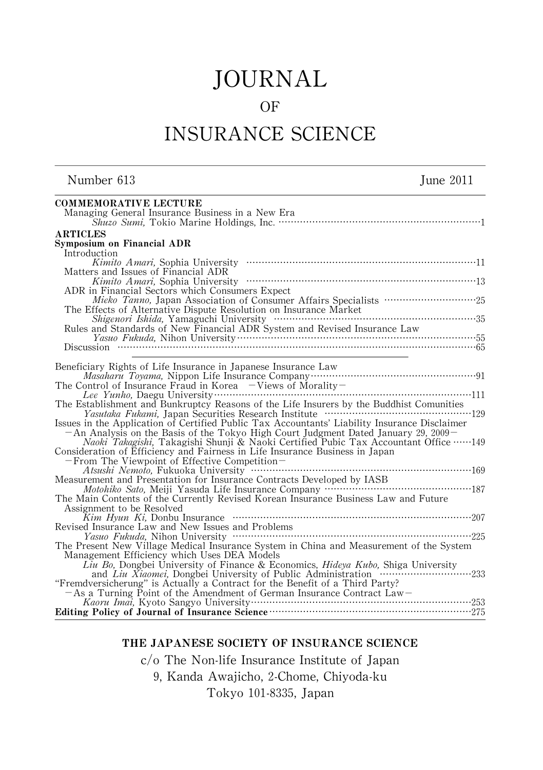# JOURNAL

OF

# INSURANCE SCIENCE

Number 613 June 2011

**COMMEMORATIVE LECTURE**

Managing General Insurance Business in a New Era
*Shuzo Sumi,* Tokio Marine Holdings, Inc. ······1

**ARTICLES**

**Symposium on Financial ADR**

Introduction
*Kimito Amari,* Sophia University ······11

Matters and Issues of Financial ADR
*Kimito Amari,* Sophia University ······13

ADR in Financial Sectors which Consumers Expect
*Mieko Tanno,* Japan Association of Consumer Affairs Specialists ······25

The Effects of Alternative Dispute Resolution on Insurance Market
*Shigenori Ishida,* Yamaguchi University ······35

Rules and Standards of New Financial ADR System and Revised Insurance Law
*Yasuo Fukuda,* Nihon University ······55

Discussion ······65

---

Beneficiary Rights of Life Insurance in Japanese Insurance Law
*Masaharu Toyama,* Nippon Life Insurance Company ······91

The Control of Insurance Fraud in Korea －Views of Morality－
*Lee Yunho,* Daegu University ······111

The Establishment and Bunkruptcy Reasons of the Life Insurers by the Buddhist Comunities
*Yasutaka Fukami,* Japan Securities Research Institute ······129

Issues in the Application of Certified Public Tax Accountants' Liability Insurance Disclaimer
－An Analysis on the Basis of the Tokyo High Court Judgment Dated January 29, 2009－
*Naoki Takagishi,* Takagishi Shunji & Naoki Certified Pubic Tax Accountant Office ······149

Consideration of Efficiency and Fairness in Life Insurance Business in Japan
－From The Viewpoint of Effective Competition－
*Atsushi Nemoto,* Fukuoka University ······169

Measurement and Presentation for Insurance Contracts Developed by IASB
*Motohiko Sato,* Meiji Yasuda Life Insurance Company ······187

The Main Contents of the Currently Revised Korean Insurance Business Law and Future Assignment to be Resolved
*Kim Hyun Ki,* Donbu Insurance ······207

Revised Insurance Law and New Issues and Problems
*Yasuo Fukuda,* Nihon University ······225

The Present New Village Medical Insurance System in China and Measurement of the System Management Efficiency which Uses DEA Models
*Liu Bo,* Dongbei University of Finance & Economics, *Hideya Kubo,* Shiga University and *Liu Xiaomei,* Dongbei University of Public Administration ······233

"Fremdversicherung" is Actually a Contract for the Benefit of a Third Party?
－As a Turning Point of the Amendment of German Insurance Contract Law－
*Kaoru Imai,* Kyoto Sangyo University ······253

**Editing Policy of Journal of Insurance Science** ······275

**THE JAPANESE SOCIETY OF INSURANCE SCIENCE**

c/o The Non-life Insurance Institute of Japan
9, Kanda Awajicho, 2-Chome, Chiyoda-ku
Tokyo 101-8335, Japan